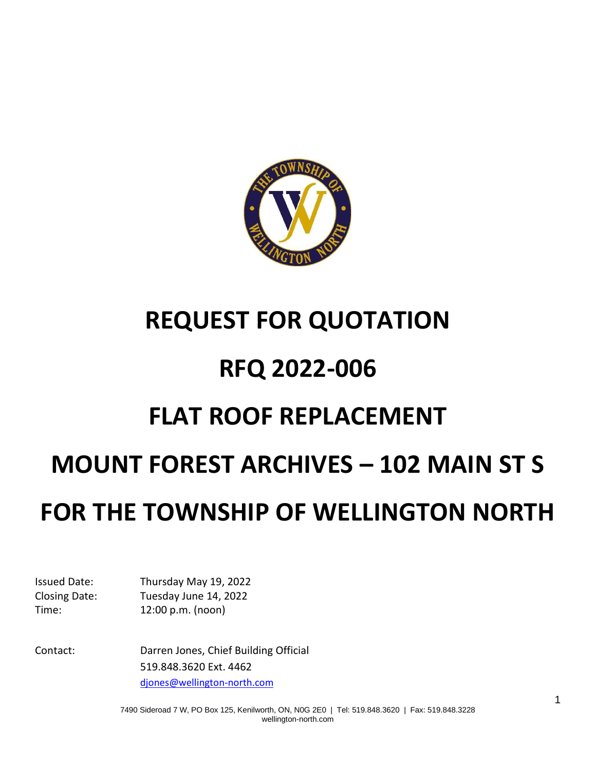# REQUEST FOR QUOTATION

# RFQ 2022-006

# FLAT ROOF REPLACEMENT

# MOUNT FOREST ARCHIVES – 102 MAIN ST S

# FOR THE TOWNSHIP OF WELLINGTON NORTH

Issued Date: Thursday May 19, 2022
Closing Date: Tuesday June 14, 2022
Time: 12:00 p.m. (noon)

Contact: Darren Jones, Chief Building Official
519.848.3620 Ext. 4462
djones@wellington-north.com

7490 Sideroad 7 W, PO Box 125, Kenilworth, ON, N0G 2E0 | Tel: 519.848.3620 | Fax: 519.848.3228
wellington-north.com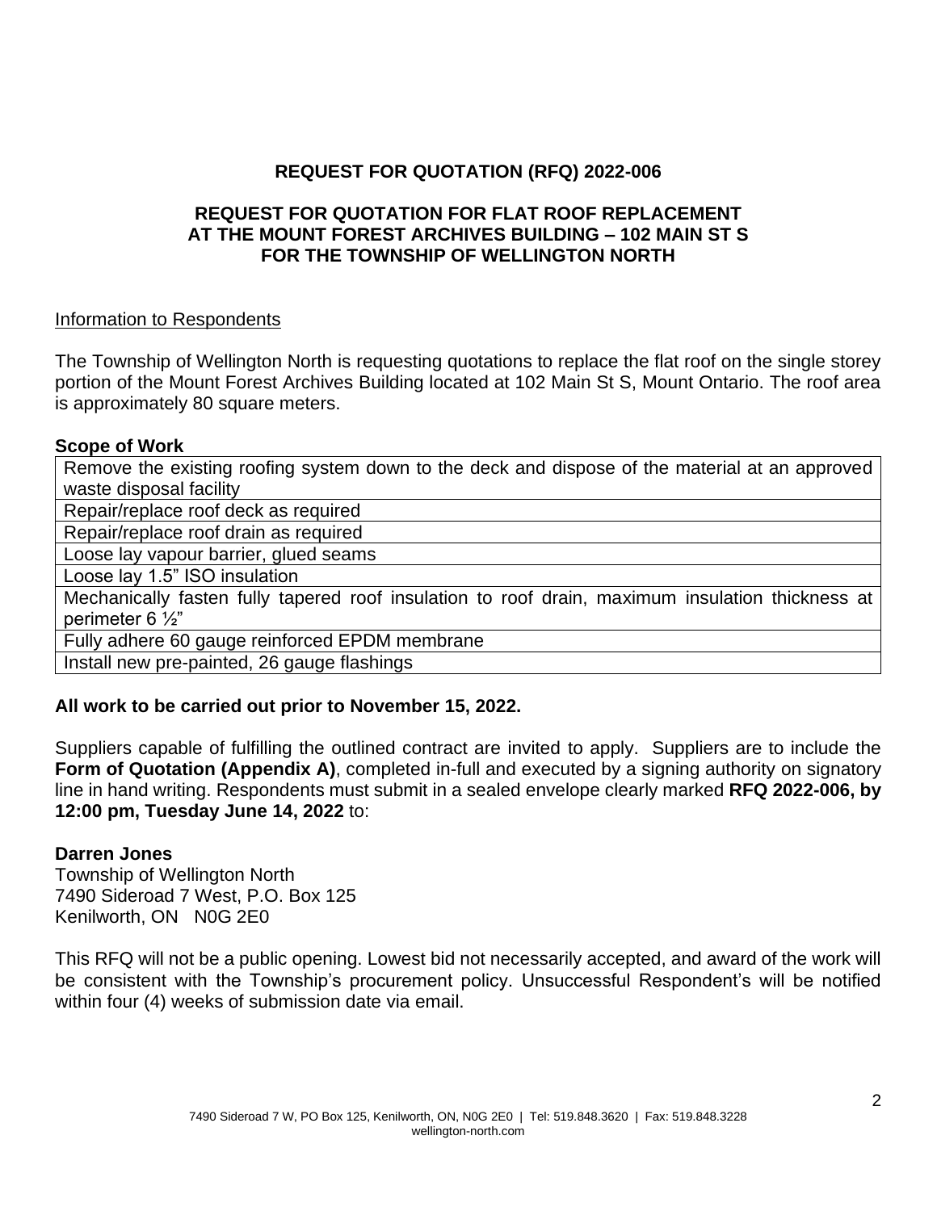**REQUEST FOR QUOTATION (RFQ) 2022-006**

**REQUEST FOR QUOTATION FOR FLAT ROOF REPLACEMENT AT THE MOUNT FOREST ARCHIVES BUILDING – 102 MAIN ST S FOR THE TOWNSHIP OF WELLINGTON NORTH**

<u>Information to Respondents</u>

The Township of Wellington North is requesting quotations to replace the flat roof on the single storey portion of the Mount Forest Archives Building located at 102 Main St S, Mount Ontario. The roof area is approximately 80 square meters.

**Scope of Work**

| Scope of Work |
|---|
| Remove the existing roofing system down to the deck and dispose of the material at an approved waste disposal facility |
| Repair/replace roof deck as required |
| Repair/replace roof drain as required |
| Loose lay vapour barrier, glued seams |
| Loose lay 1.5" ISO insulation |
| Mechanically fasten fully tapered roof insulation to roof drain, maximum insulation thickness at perimeter 6 ½" |
| Fully adhere 60 gauge reinforced EPDM membrane |
| Install new pre-painted, 26 gauge flashings |

**All work to be carried out prior to November 15, 2022.**

Suppliers capable of fulfilling the outlined contract are invited to apply. Suppliers are to include the **Form of Quotation (Appendix A)**, completed in-full and executed by a signing authority on signatory line in hand writing. Respondents must submit in a sealed envelope clearly marked **RFQ 2022-006, by 12:00 pm, Tuesday June 14, 2022** to:

**Darren Jones**
Township of Wellington North
7490 Sideroad 7 West, P.O. Box 125
Kenilworth, ON N0G 2E0

This RFQ will not be a public opening. Lowest bid not necessarily accepted, and award of the work will be consistent with the Township's procurement policy. Unsuccessful Respondent's will be notified within four (4) weeks of submission date via email.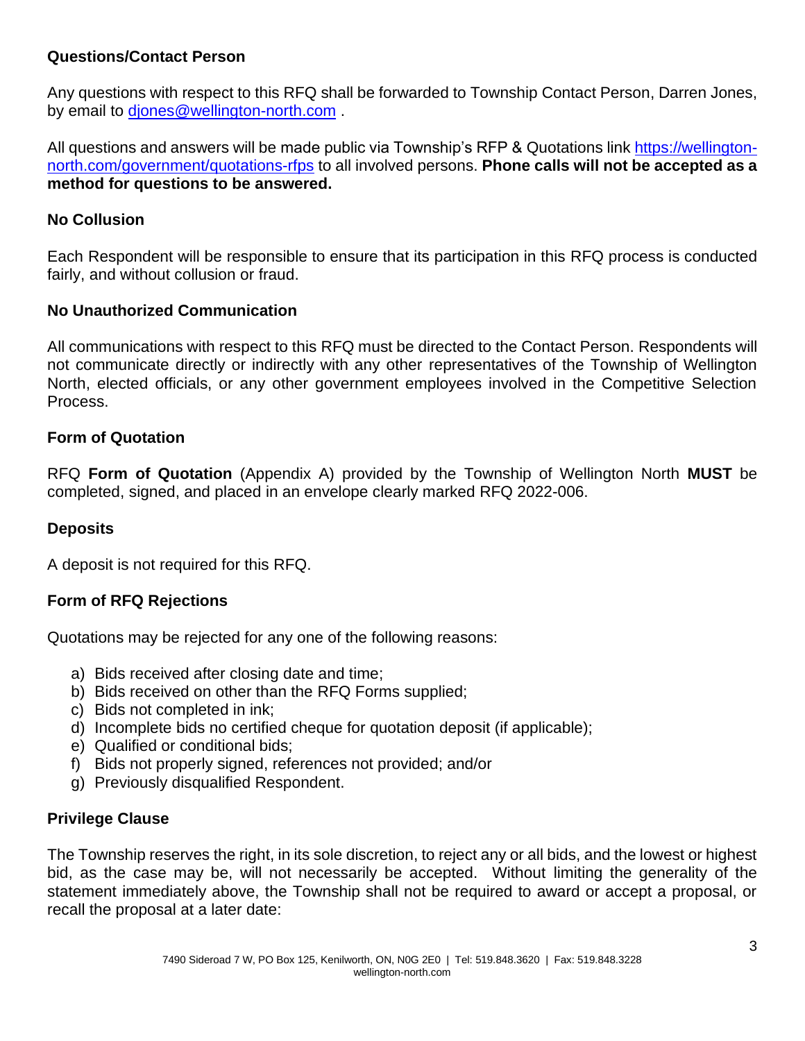### Questions/Contact Person

Any questions with respect to this RFQ shall be forwarded to Township Contact Person, Darren Jones, by email to [djones@wellington-north.com](mailto:djones@wellington-north.com) .

All questions and answers will be made public via Township's RFP & Quotations link [https://wellington-north.com/government/quotations-rfps](https://wellington-north.com/government/quotations-rfps) to all involved persons. **Phone calls will not be accepted as a method for questions to be answered.**

### No Collusion

Each Respondent will be responsible to ensure that its participation in this RFQ process is conducted fairly, and without collusion or fraud.

### No Unauthorized Communication

All communications with respect to this RFQ must be directed to the Contact Person. Respondents will not communicate directly or indirectly with any other representatives of the Township of Wellington North, elected officials, or any other government employees involved in the Competitive Selection Process.

### Form of Quotation

RFQ **Form of Quotation** (Appendix A) provided by the Township of Wellington North **MUST** be completed, signed, and placed in an envelope clearly marked RFQ 2022-006.

### Deposits

A deposit is not required for this RFQ.

### Form of RFQ Rejections

Quotations may be rejected for any one of the following reasons:

a) Bids received after closing date and time;
b) Bids received on other than the RFQ Forms supplied;
c) Bids not completed in ink;
d) Incomplete bids no certified cheque for quotation deposit (if applicable);
e) Qualified or conditional bids;
f) Bids not properly signed, references not provided; and/or
g) Previously disqualified Respondent.

### Privilege Clause

The Township reserves the right, in its sole discretion, to reject any or all bids, and the lowest or highest bid, as the case may be, will not necessarily be accepted. Without limiting the generality of the statement immediately above, the Township shall not be required to award or accept a proposal, or recall the proposal at a later date: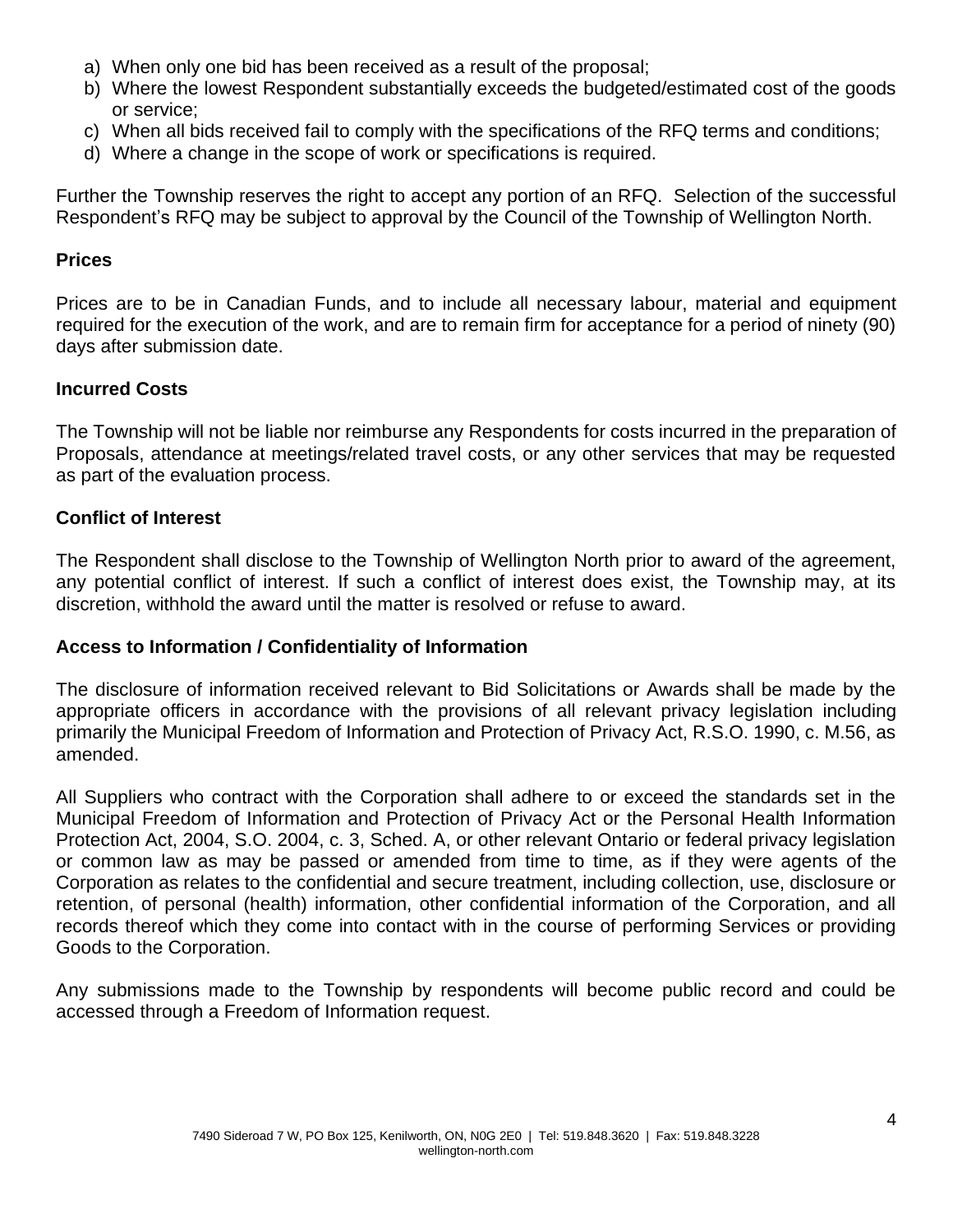a) When only one bid has been received as a result of the proposal;
b) Where the lowest Respondent substantially exceeds the budgeted/estimated cost of the goods or service;
c) When all bids received fail to comply with the specifications of the RFQ terms and conditions;
d) Where a change in the scope of work or specifications is required.

Further the Township reserves the right to accept any portion of an RFQ. Selection of the successful Respondent's RFQ may be subject to approval by the Council of the Township of Wellington North.

**Prices**

Prices are to be in Canadian Funds, and to include all necessary labour, material and equipment required for the execution of the work, and are to remain firm for acceptance for a period of ninety (90) days after submission date.

**Incurred Costs**

The Township will not be liable nor reimburse any Respondents for costs incurred in the preparation of Proposals, attendance at meetings/related travel costs, or any other services that may be requested as part of the evaluation process.

**Conflict of Interest**

The Respondent shall disclose to the Township of Wellington North prior to award of the agreement, any potential conflict of interest. If such a conflict of interest does exist, the Township may, at its discretion, withhold the award until the matter is resolved or refuse to award.

**Access to Information / Confidentiality of Information**

The disclosure of information received relevant to Bid Solicitations or Awards shall be made by the appropriate officers in accordance with the provisions of all relevant privacy legislation including primarily the Municipal Freedom of Information and Protection of Privacy Act, R.S.O. 1990, c. M.56, as amended.

All Suppliers who contract with the Corporation shall adhere to or exceed the standards set in the Municipal Freedom of Information and Protection of Privacy Act or the Personal Health Information Protection Act, 2004, S.O. 2004, c. 3, Sched. A, or other relevant Ontario or federal privacy legislation or common law as may be passed or amended from time to time, as if they were agents of the Corporation as relates to the confidential and secure treatment, including collection, use, disclosure or retention, of personal (health) information, other confidential information of the Corporation, and all records thereof which they come into contact with in the course of performing Services or providing Goods to the Corporation.

Any submissions made to the Township by respondents will become public record and could be accessed through a Freedom of Information request.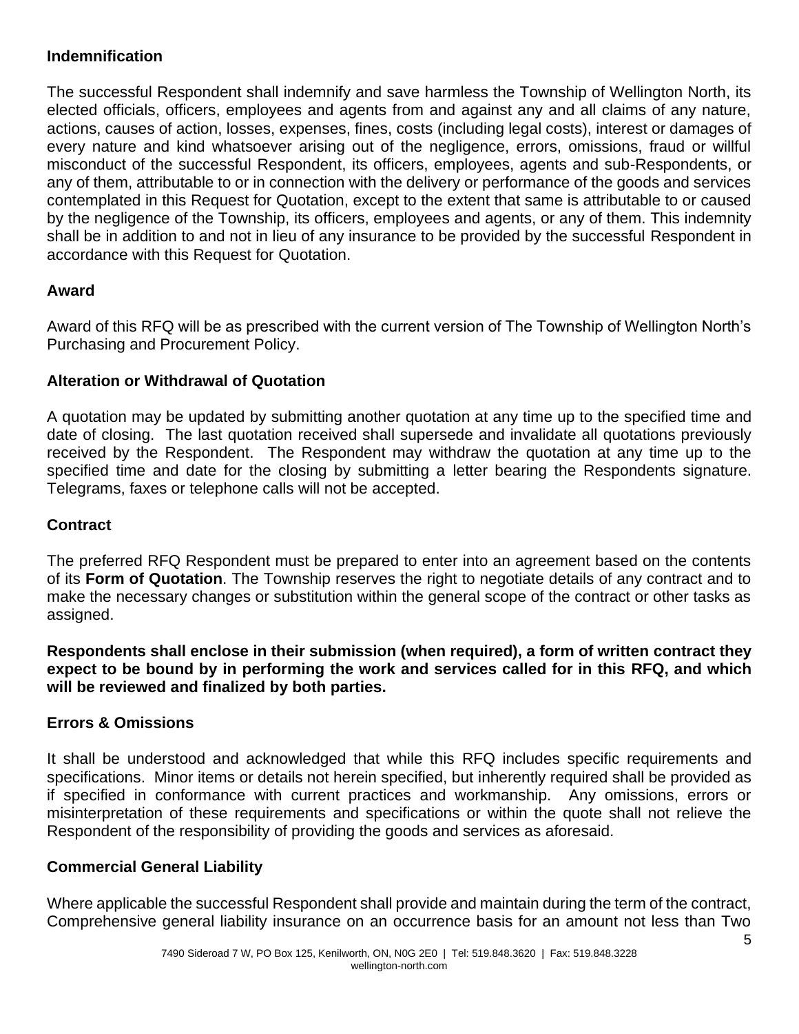## Indemnification

The successful Respondent shall indemnify and save harmless the Township of Wellington North, its elected officials, officers, employees and agents from and against any and all claims of any nature, actions, causes of action, losses, expenses, fines, costs (including legal costs), interest or damages of every nature and kind whatsoever arising out of the negligence, errors, omissions, fraud or willful misconduct of the successful Respondent, its officers, employees, agents and sub-Respondents, or any of them, attributable to or in connection with the delivery or performance of the goods and services contemplated in this Request for Quotation, except to the extent that same is attributable to or caused by the negligence of the Township, its officers, employees and agents, or any of them. This indemnity shall be in addition to and not in lieu of any insurance to be provided by the successful Respondent in accordance with this Request for Quotation.

## Award

Award of this RFQ will be as prescribed with the current version of The Township of Wellington North's Purchasing and Procurement Policy.

## Alteration or Withdrawal of Quotation

A quotation may be updated by submitting another quotation at any time up to the specified time and date of closing. The last quotation received shall supersede and invalidate all quotations previously received by the Respondent. The Respondent may withdraw the quotation at any time up to the specified time and date for the closing by submitting a letter bearing the Respondents signature. Telegrams, faxes or telephone calls will not be accepted.

## Contract

The preferred RFQ Respondent must be prepared to enter into an agreement based on the contents of its **Form of Quotation**. The Township reserves the right to negotiate details of any contract and to make the necessary changes or substitution within the general scope of the contract or other tasks as assigned.

**Respondents shall enclose in their submission (when required), a form of written contract they expect to be bound by in performing the work and services called for in this RFQ, and which will be reviewed and finalized by both parties.**

## Errors & Omissions

It shall be understood and acknowledged that while this RFQ includes specific requirements and specifications. Minor items or details not herein specified, but inherently required shall be provided as if specified in conformance with current practices and workmanship. Any omissions, errors or misinterpretation of these requirements and specifications or within the quote shall not relieve the Respondent of the responsibility of providing the goods and services as aforesaid.

## Commercial General Liability

Where applicable the successful Respondent shall provide and maintain during the term of the contract, Comprehensive general liability insurance on an occurrence basis for an amount not less than Two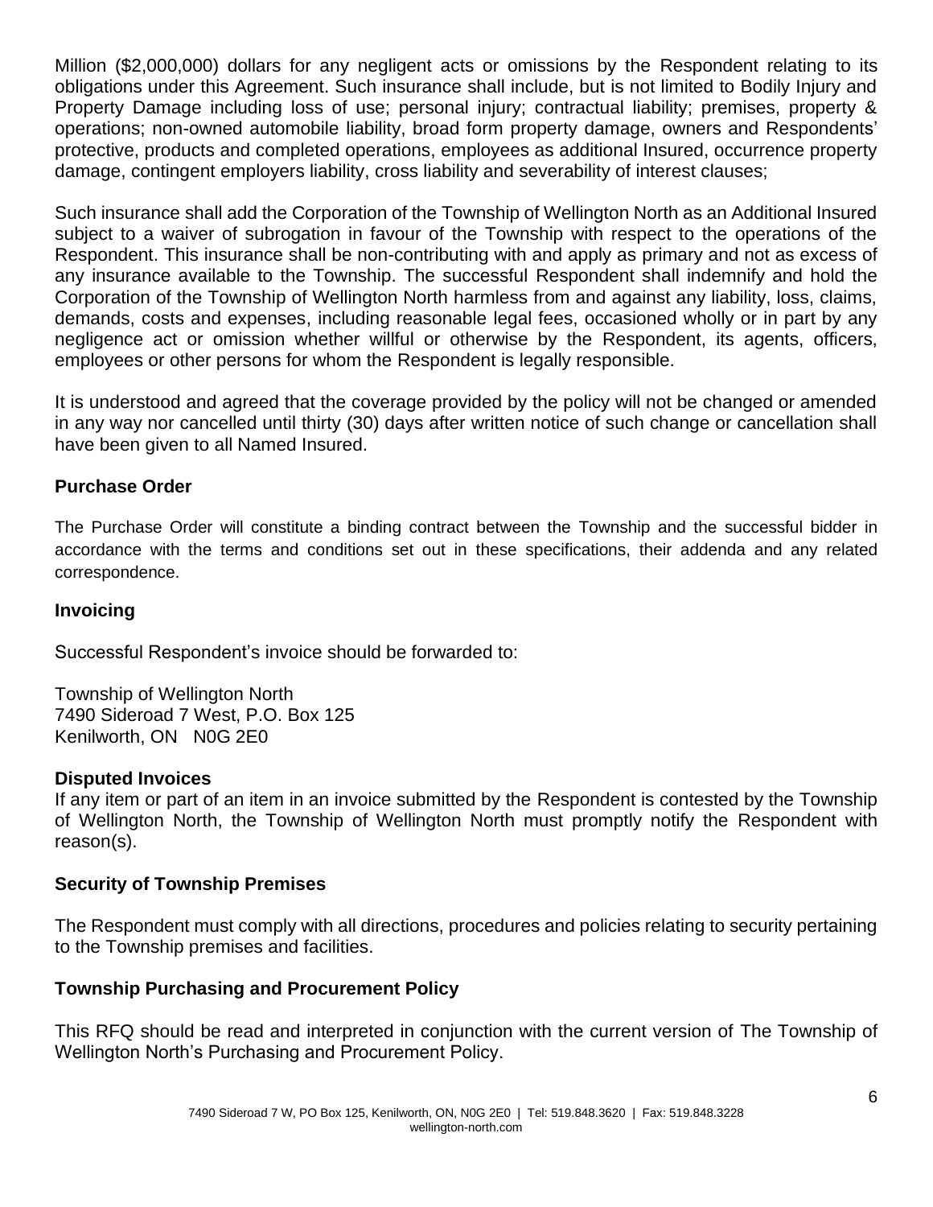Million ($2,000,000) dollars for any negligent acts or omissions by the Respondent relating to its obligations under this Agreement. Such insurance shall include, but is not limited to Bodily Injury and Property Damage including loss of use; personal injury; contractual liability; premises, property & operations; non-owned automobile liability, broad form property damage, owners and Respondents' protective, products and completed operations, employees as additional Insured, occurrence property damage, contingent employers liability, cross liability and severability of interest clauses;

Such insurance shall add the Corporation of the Township of Wellington North as an Additional Insured subject to a waiver of subrogation in favour of the Township with respect to the operations of the Respondent. This insurance shall be non-contributing with and apply as primary and not as excess of any insurance available to the Township. The successful Respondent shall indemnify and hold the Corporation of the Township of Wellington North harmless from and against any liability, loss, claims, demands, costs and expenses, including reasonable legal fees, occasioned wholly or in part by any negligence act or omission whether willful or otherwise by the Respondent, its agents, officers, employees or other persons for whom the Respondent is legally responsible.

It is understood and agreed that the coverage provided by the policy will not be changed or amended in any way nor cancelled until thirty (30) days after written notice of such change or cancellation shall have been given to all Named Insured.

### Purchase Order

The Purchase Order will constitute a binding contract between the Township and the successful bidder in accordance with the terms and conditions set out in these specifications, their addenda and any related correspondence.

### Invoicing

Successful Respondent's invoice should be forwarded to:

Township of Wellington North
7490 Sideroad 7 West, P.O. Box 125
Kenilworth, ON N0G 2E0

### Disputed Invoices

If any item or part of an item in an invoice submitted by the Respondent is contested by the Township of Wellington North, the Township of Wellington North must promptly notify the Respondent with reason(s).

### Security of Township Premises

The Respondent must comply with all directions, procedures and policies relating to security pertaining to the Township premises and facilities.

### Township Purchasing and Procurement Policy

This RFQ should be read and interpreted in conjunction with the current version of The Township of Wellington North's Purchasing and Procurement Policy.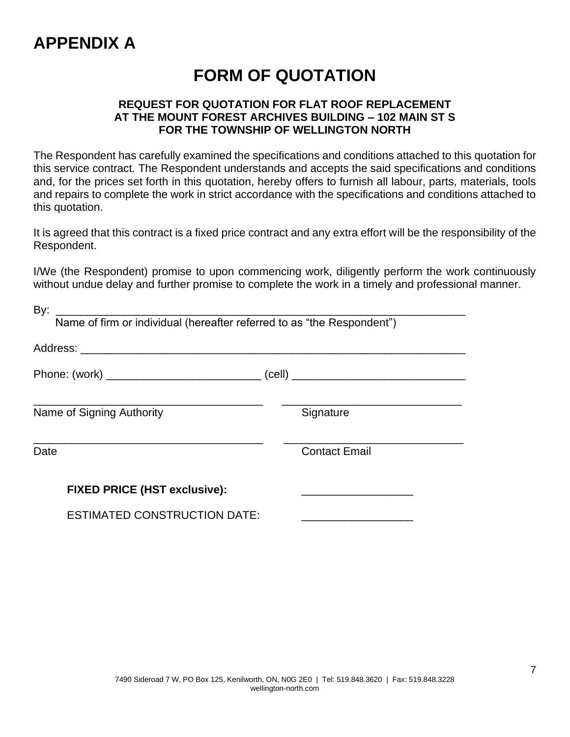# APPENDIX A

## FORM OF QUOTATION

**REQUEST FOR QUOTATION FOR FLAT ROOF REPLACEMENT**
**AT THE MOUNT FOREST ARCHIVES BUILDING – 102 MAIN ST S**
**FOR THE TOWNSHIP OF WELLINGTON NORTH**

The Respondent has carefully examined the specifications and conditions attached to this quotation for this service contract. The Respondent understands and accepts the said specifications and conditions and, for the prices set forth in this quotation, hereby offers to furnish all labour, parts, materials, tools and repairs to complete the work in strict accordance with the specifications and conditions attached to this quotation.

It is agreed that this contract is a fixed price contract and any extra effort will be the responsibility of the Respondent.

I/We (the Respondent) promise to upon commencing work, diligently perform the work continuously without undue delay and further promise to complete the work in a timely and professional manner.

By: ____________________________________________________________________

Name of firm or individual (hereafter referred to as “the Respondent”)

Address: ________________________________________________________________

Phone: (work) _________________________ (cell) ____________________________

_____________________________________ _____________________________

Name of Signing Authority Signature

_____________________________________ _____________________________

Date Contact Email

**FIXED PRICE (HST exclusive):** __________________

ESTIMATED CONSTRUCTION DATE: __________________